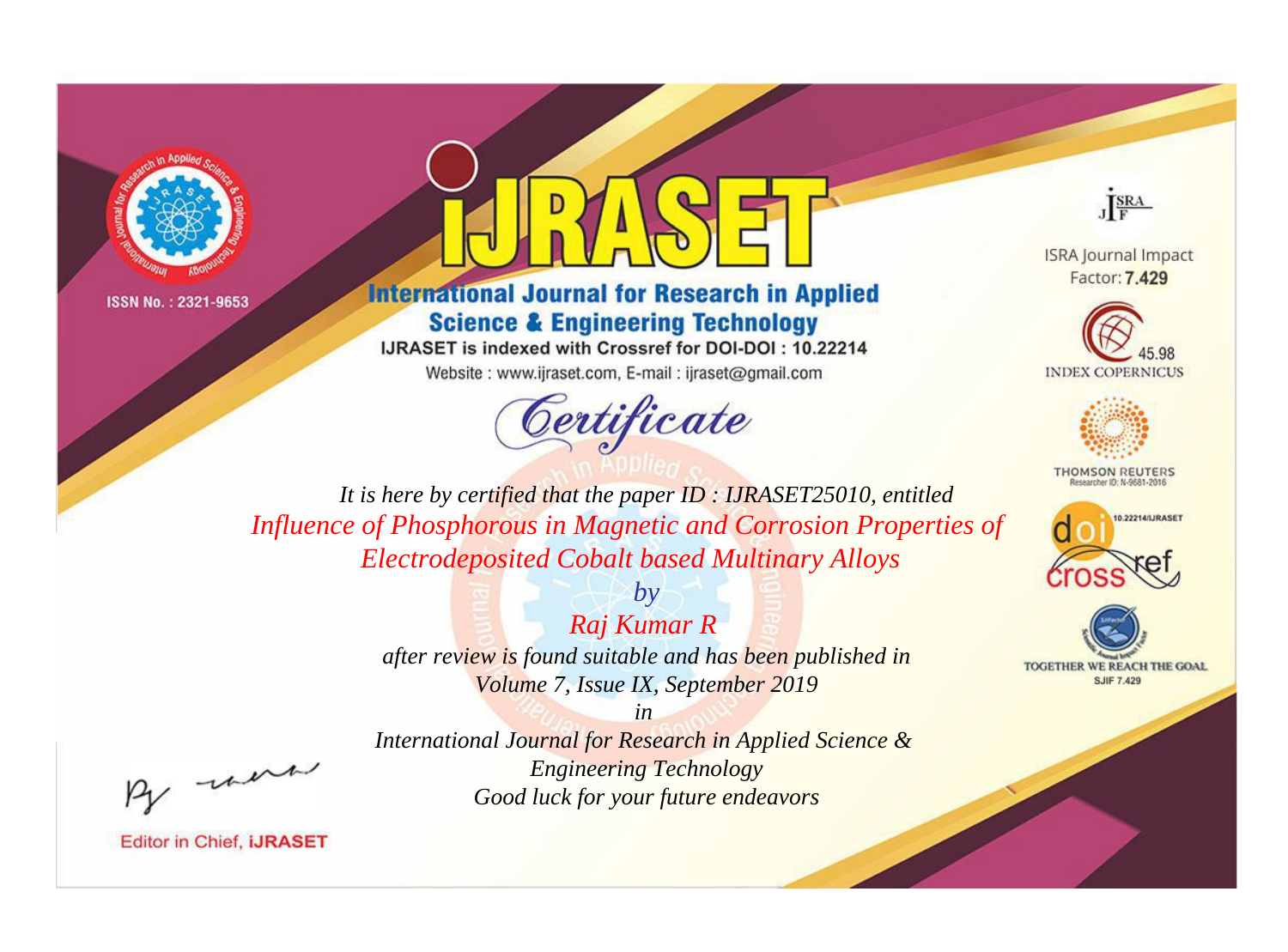ISSN No. : 2321-9653

# IJRASET

## International Journal for Research in Applied Science & Engineering Technology

IJRASET is indexed with Crossref for DOI-DOI : 10.22214

Website : www.ijraset.com, E-mail : ijraset@gmail.com

ISRA Journal Impact Factor: **7.429**

45.98 INDEX COPERNICUS

THOMSON REUTERS Researcher ID: N-9681-2016

10.22214/IJRASET

TOGETHER WE REACH THE GOAL SJIF 7.429

# *Certificate*

*It is here by certified that the paper ID : IJRASET25010, entitled*

*Influence of Phosphorous in Magnetic and Corrosion Properties of Electrodeposited Cobalt based Multinary Alloys*

*by*

*Raj Kumar R*

*after review is found suitable and has been published in*

*Volume 7, Issue IX, September 2019*

*in*

*International Journal for Research in Applied Science & Engineering Technology*

*Good luck for your future endeavors*

Editor in Chief, **iJRASET**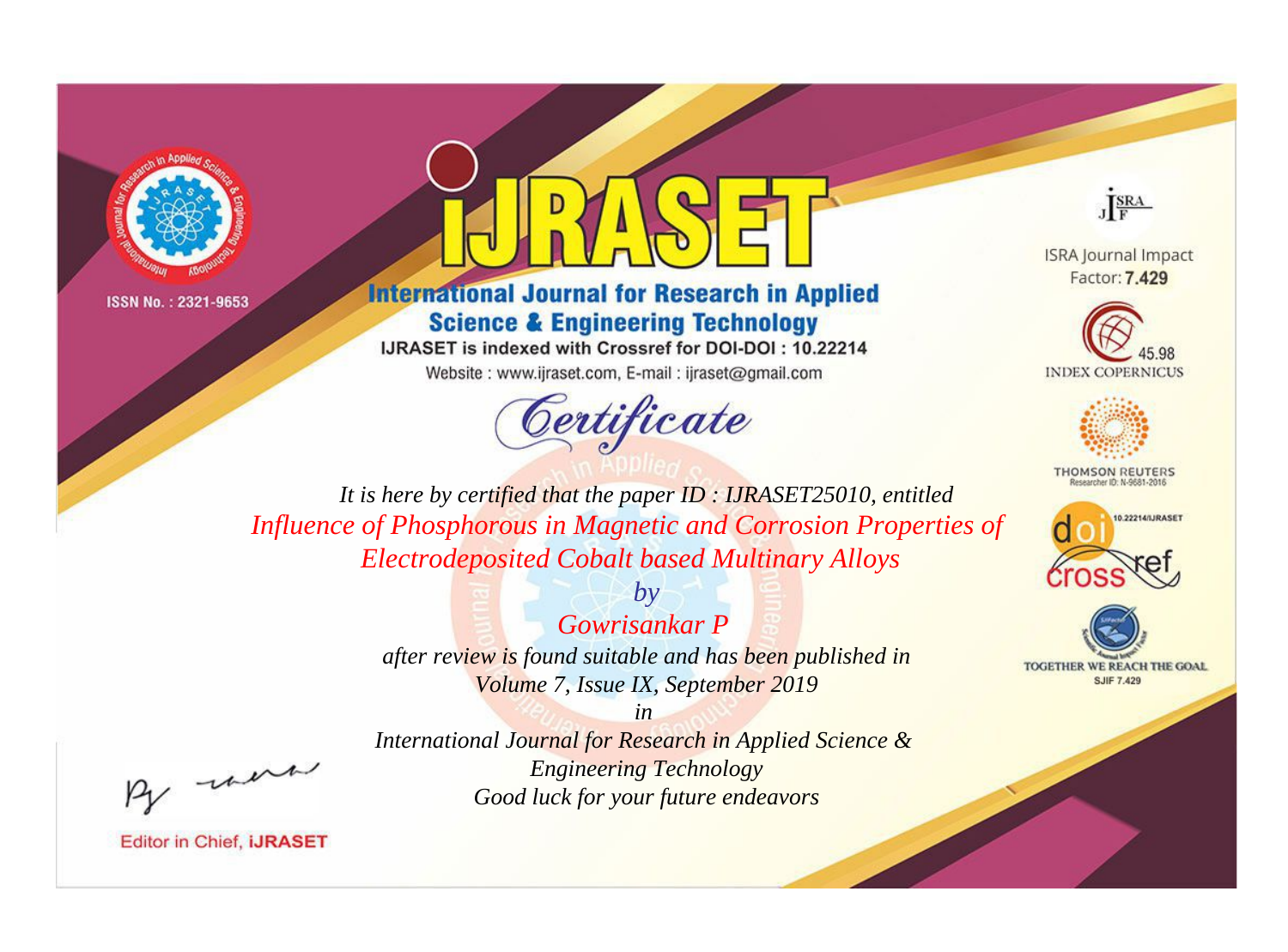ISSN No. : 2321-9653

# iJRASET

## International Journal for Research in Applied Science & Engineering Technology

IJRASET is indexed with Crossref for DOI-DOI : 10.22214

Website : www.ijraset.com, E-mail : ijraset@gmail.com

*Certificate*

*It is here by certified that the paper ID : IJRASET25010, entitled*

*Influence of Phosphorous in Magnetic and Corrosion Properties of Electrodeposited Cobalt based Multinary Alloys*

*by*

*Gowrisankar P*

*after review is found suitable and has been published in*

*Volume 7, Issue IX, September 2019*

*in*

*International Journal for Research in Applied Science & Engineering Technology*

*Good luck for your future endeavors*

Editor in Chief, iJRASET

ISRA Journal Impact Factor: **7.429**

45.98 INDEX COPERNICUS

THOMSON REUTERS Researcher ID: N-9681-2016

10.22214/IJRASET

TOGETHER WE REACH THE GOAL SJIF 7.429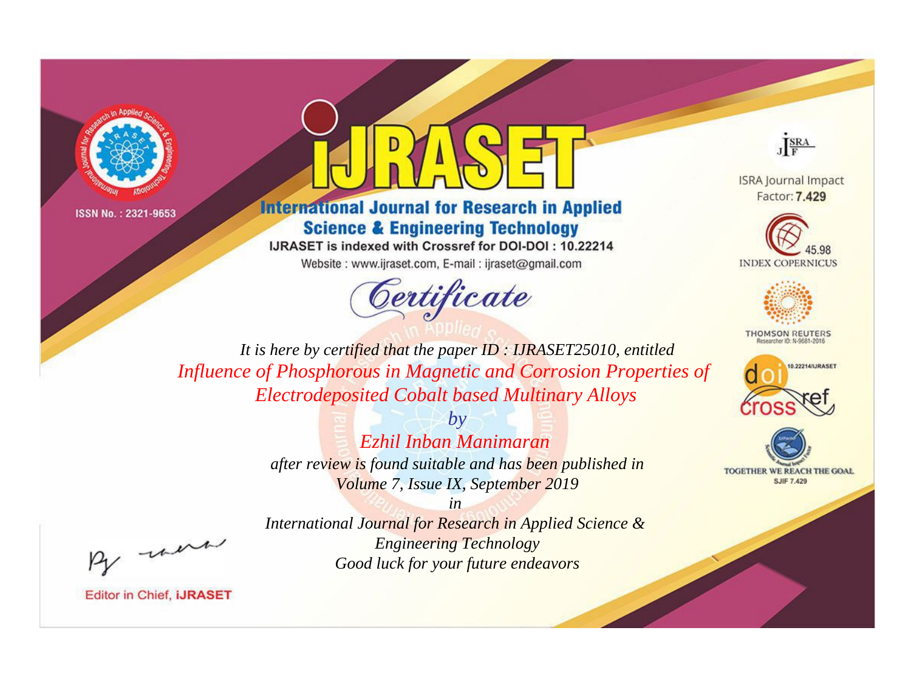ISSN No. : 2321-9653

# iJRASET

## International Journal for Research in Applied Science & Engineering Technology

IJRASET is indexed with Crossref for DOI-DOI : 10.22214

Website : www.ijraset.com, E-mail : ijraset@gmail.com

ISRA Journal Impact Factor: **7.429**

45.98 INDEX COPERNICUS

THOMSON REUTERS Researcher ID: N-9681-2016

10.22214/IJRASET

TOGETHER WE REACH THE GOAL SJIF 7.429

# *Certificate*

*It is here by certified that the paper ID : IJRASET25010, entitled*

*Influence of Phosphorous in Magnetic and Corrosion Properties of Electrodeposited Cobalt based Multinary Alloys*

*by*

*Ezhil Inban Manimaran*

*after review is found suitable and has been published in*

*Volume 7, Issue IX, September 2019*

*in*

*International Journal for Research in Applied Science & Engineering Technology*

*Good luck for your future endeavors*

Editor in Chief, **iJRASET**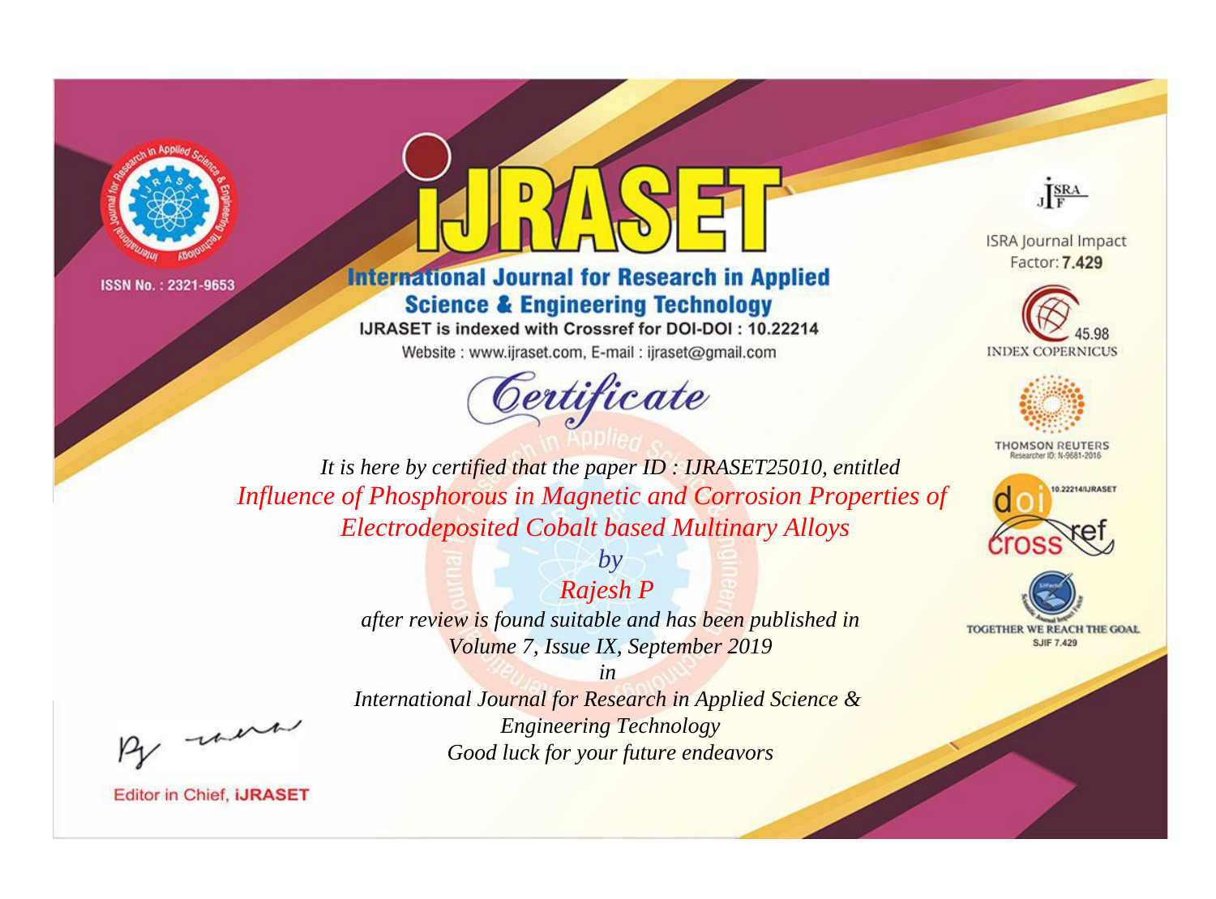ISSN No. : 2321-9653

# iJRASET

## International Journal for Research in Applied Science & Engineering Technology

IJRASET is indexed with Crossref for DOI-DOI : 10.22214

Website : www.ijraset.com, E-mail : ijraset@gmail.com

# Certificate

*It is here by certified that the paper ID : IJRASET25010, entitled*

*Influence of Phosphorous in Magnetic and Corrosion Properties of Electrodeposited Cobalt based Multinary Alloys*

*by*

*Rajesh P*

*after review is found suitable and has been published in*

*Volume 7, Issue IX, September 2019*

*in*

*International Journal for Research in Applied Science & Engineering Technology*

*Good luck for your future endeavors*

Editor in Chief, iJRASET

ISRA Journal Impact Factor: **7.429**

45.98 INDEX COPERNICUS

THOMSON REUTERS Researcher ID: N-9681-2016

10.22214/IJRASET

TOGETHER WE REACH THE GOAL SJIF 7.429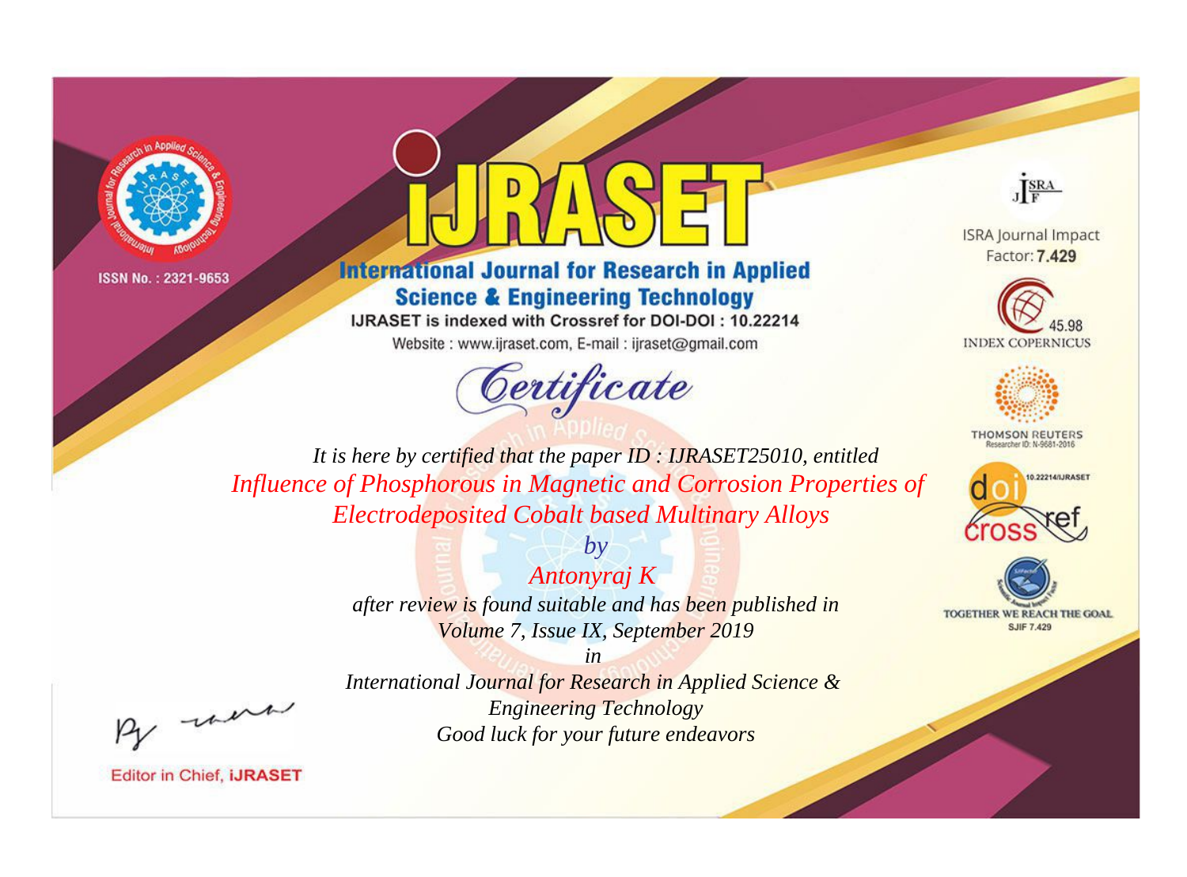ISSN No. : 2321-9653

# IJRASET

## International Journal for Research in Applied Science & Engineering Technology

IJRASET is indexed with Crossref for DOI-DOI : 10.22214

Website : www.ijraset.com, E-mail : ijraset@gmail.com

ISRA Journal Impact Factor: **7.429**

45.98 INDEX COPERNICUS

THOMSON REUTERS Researcher ID: N-9681-2016

10.22214/IJRASET

TOGETHER WE REACH THE GOAL SJIF 7.429

*Certificate*

*It is here by certified that the paper ID : IJRASET25010, entitled*

*Influence of Phosphorous in Magnetic and Corrosion Properties of Electrodeposited Cobalt based Multinary Alloys*

*by*

*Antonyraj K*

*after review is found suitable and has been published in*

*Volume 7, Issue IX, September 2019*

*in*

*International Journal for Research in Applied Science & Engineering Technology*

*Good luck for your future endeavors*

Editor in Chief, **iJRASET**